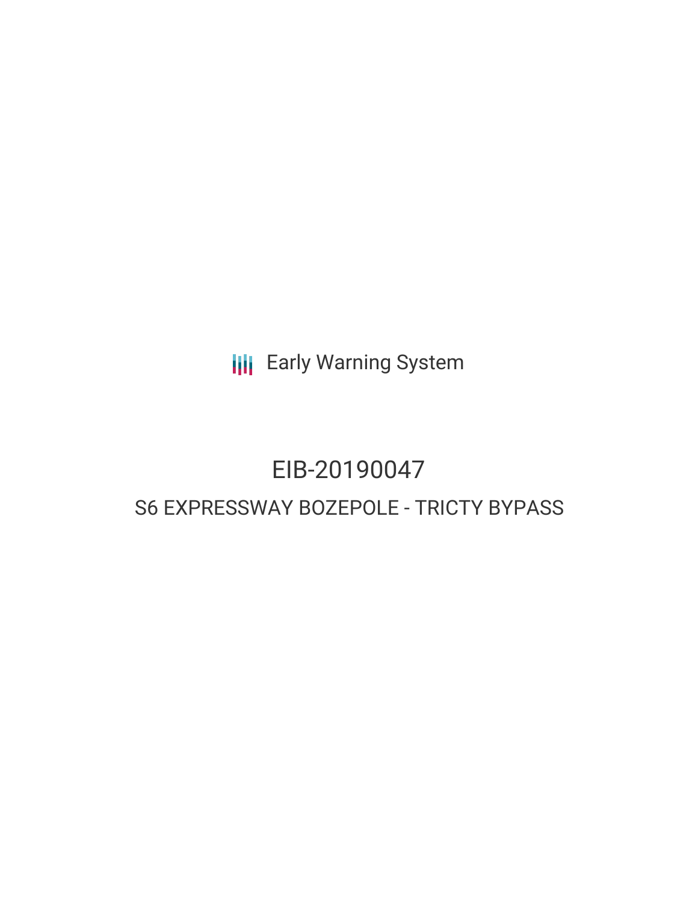Early Warning System

# EIB-20190047

## S6 EXPRESSWAY BOZEPOLE - TRICTY BYPASS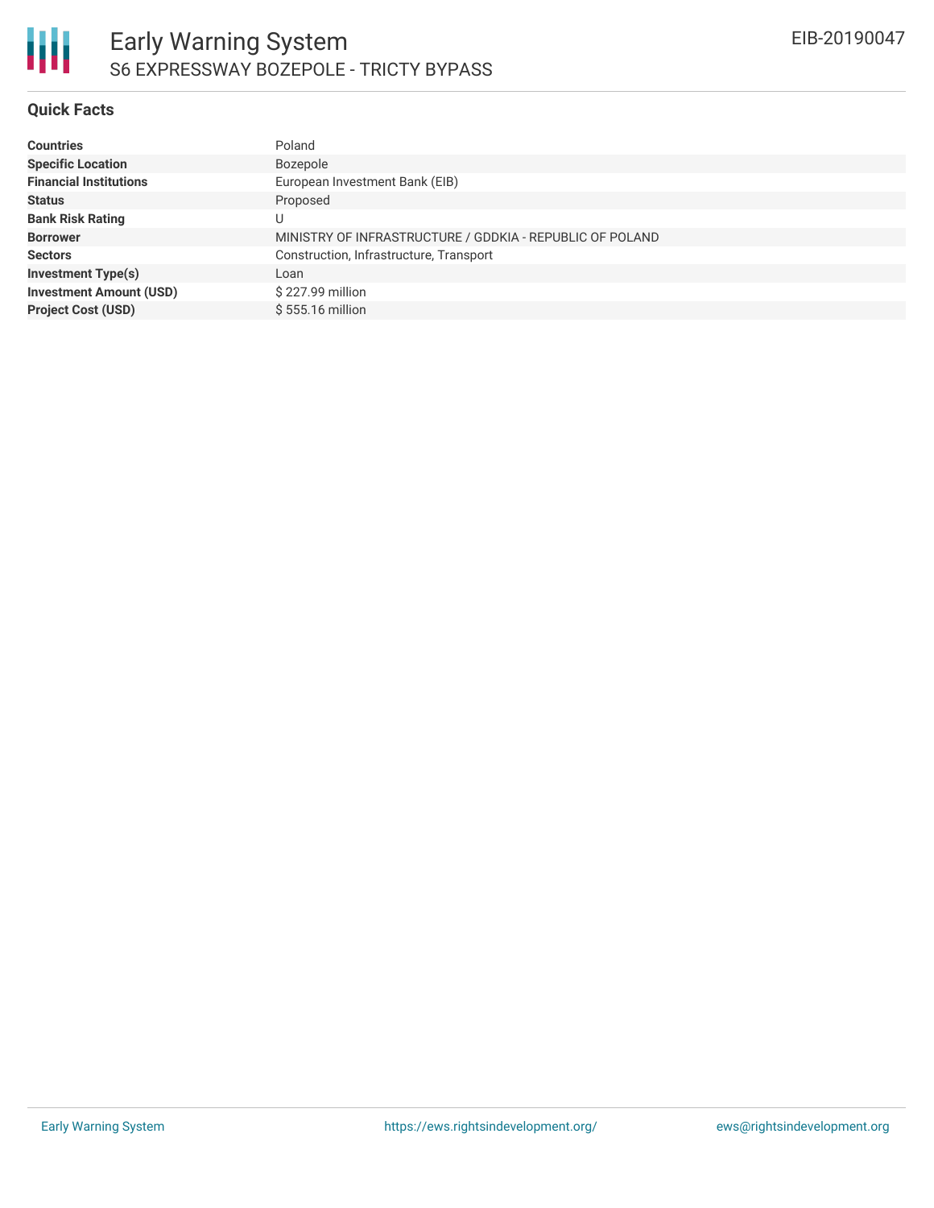## Quick Facts

| | |
|---|---|
| **Countries** | Poland |
| **Specific Location** | Bozepole |
| **Financial Institutions** | European Investment Bank (EIB) |
| **Status** | Proposed |
| **Bank Risk Rating** | U |
| **Borrower** | MINISTRY OF INFRASTRUCTURE / GDDKIA - REPUBLIC OF POLAND |
| **Sectors** | Construction, Infrastructure, Transport |
| **Investment Type(s)** | Loan |
| **Investment Amount (USD)** | $ 227.99 million |
| **Project Cost (USD)** | $ 555.16 million |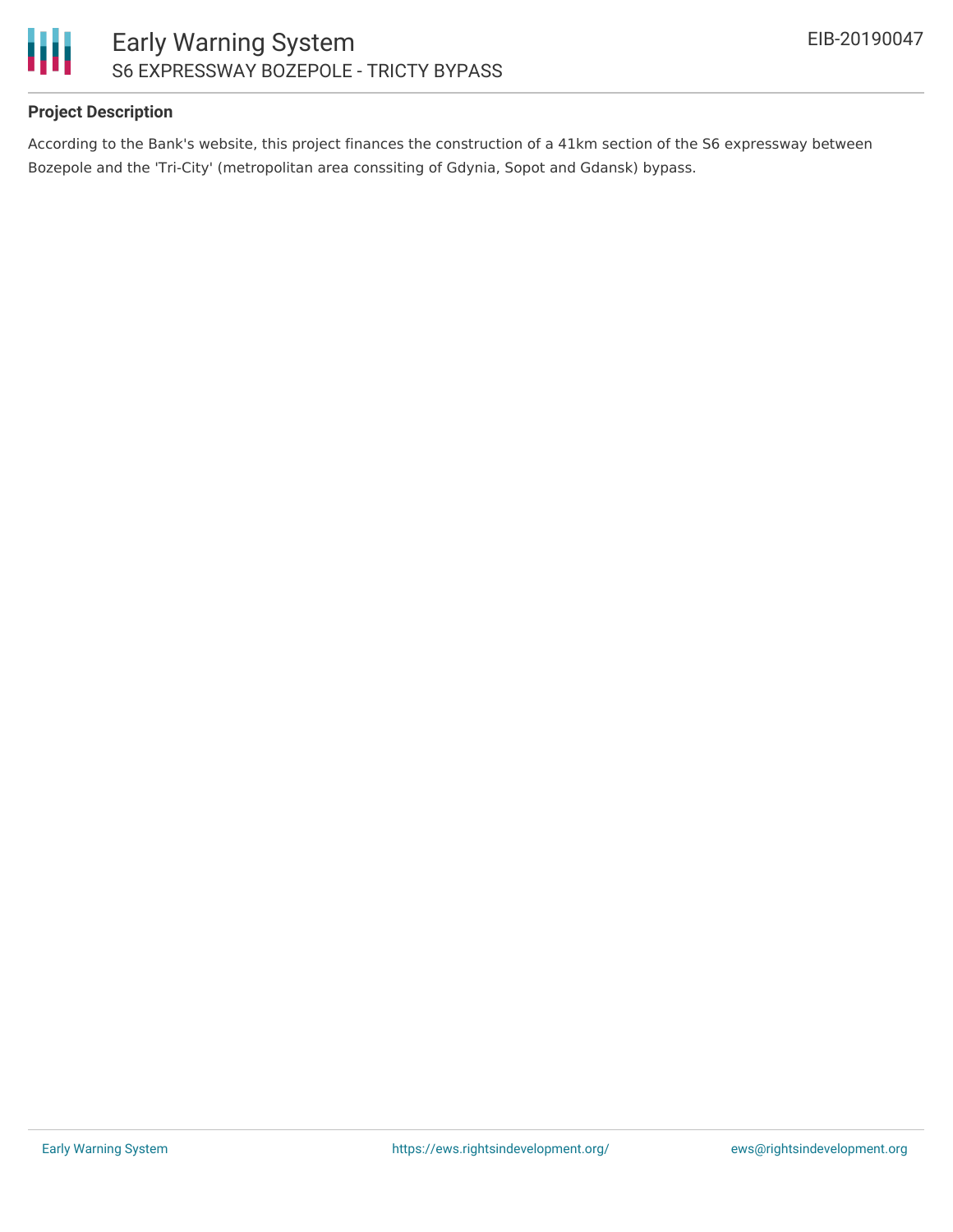## Project Description

According to the Bank's website, this project finances the construction of a 41km section of the S6 expressway between Bozepole and the 'Tri-City' (metropolitan area conssiting of Gdynia, Sopot and Gdansk) bypass.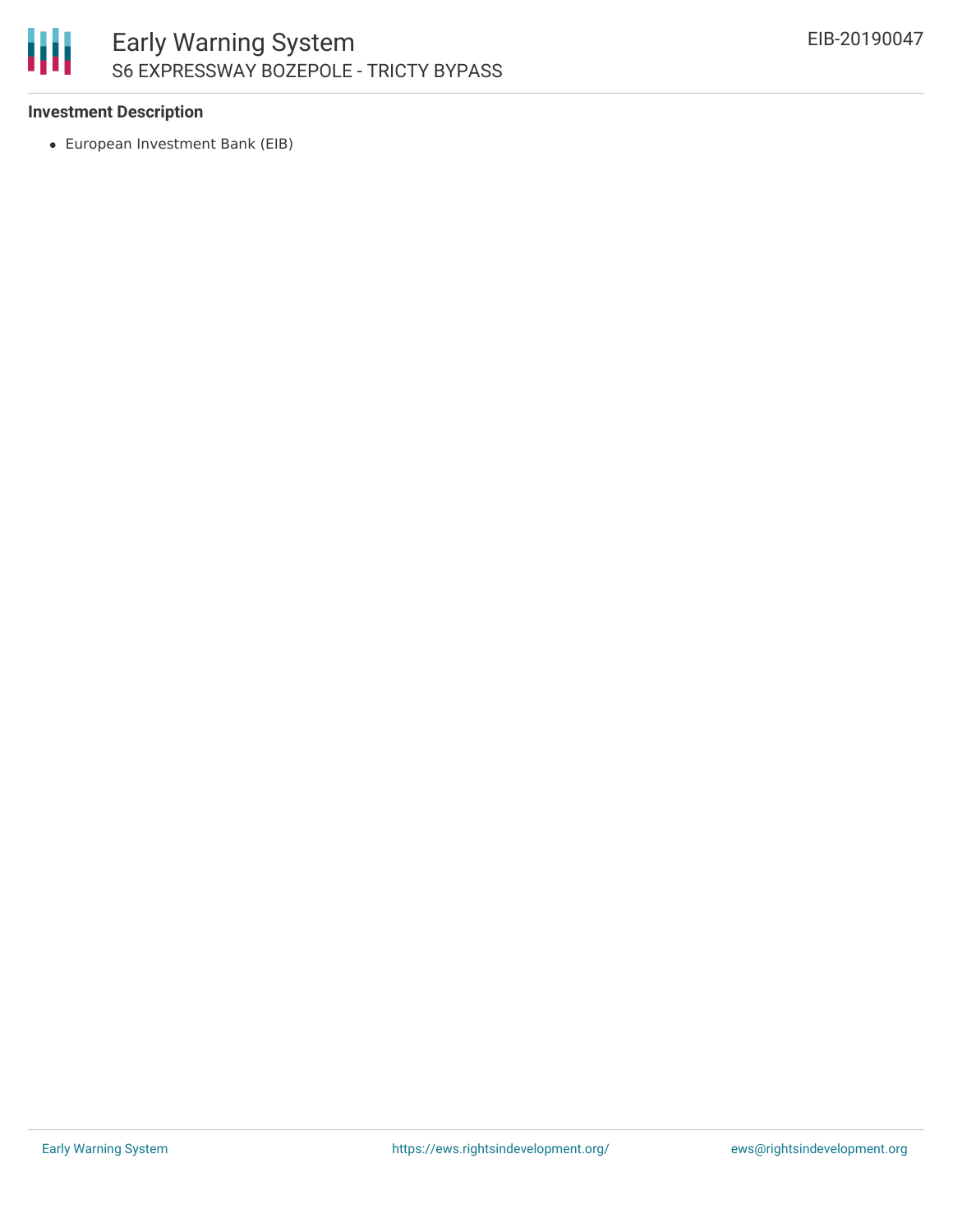**Investment Description**

- European Investment Bank (EIB)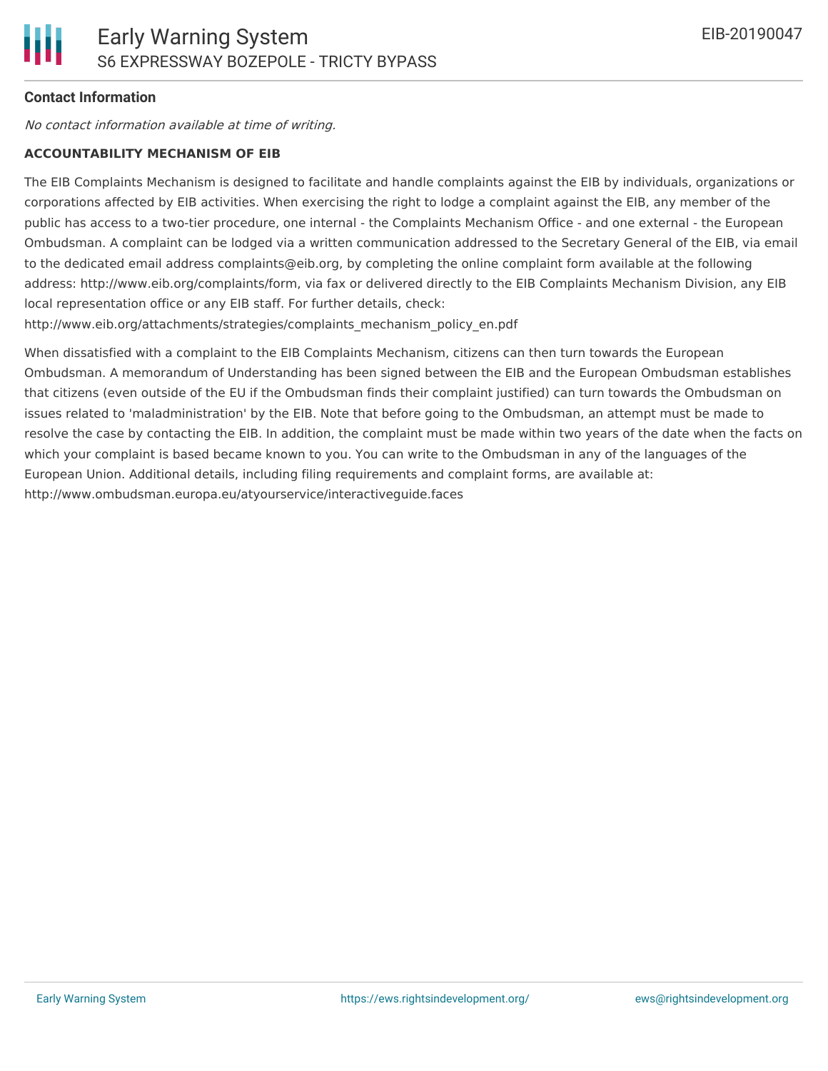## Contact Information

*No contact information available at time of writing.*

**ACCOUNTABILITY MECHANISM OF EIB**

The EIB Complaints Mechanism is designed to facilitate and handle complaints against the EIB by individuals, organizations or corporations affected by EIB activities. When exercising the right to lodge a complaint against the EIB, any member of the public has access to a two-tier procedure, one internal - the Complaints Mechanism Office - and one external - the European Ombudsman. A complaint can be lodged via a written communication addressed to the Secretary General of the EIB, via email to the dedicated email address complaints@eib.org, by completing the online complaint form available at the following address: http://www.eib.org/complaints/form, via fax or delivered directly to the EIB Complaints Mechanism Division, any EIB local representation office or any EIB staff. For further details, check: http://www.eib.org/attachments/strategies/complaints_mechanism_policy_en.pdf

When dissatisfied with a complaint to the EIB Complaints Mechanism, citizens can then turn towards the European Ombudsman. A memorandum of Understanding has been signed between the EIB and the European Ombudsman establishes that citizens (even outside of the EU if the Ombudsman finds their complaint justified) can turn towards the Ombudsman on issues related to 'maladministration' by the EIB. Note that before going to the Ombudsman, an attempt must be made to resolve the case by contacting the EIB. In addition, the complaint must be made within two years of the date when the facts on which your complaint is based became known to you. You can write to the Ombudsman in any of the languages of the European Union. Additional details, including filing requirements and complaint forms, are available at: http://www.ombudsman.europa.eu/atyourservice/interactiveguide.faces